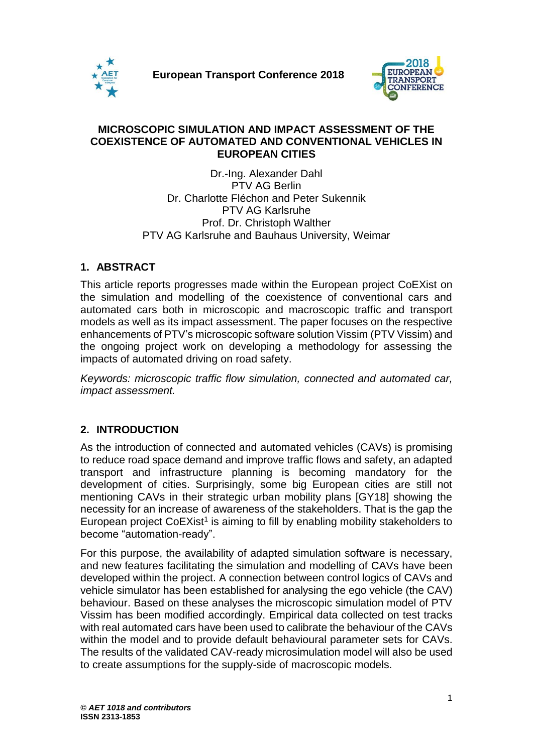European Transport Conference 2018

# MICROSCOPIC SIMULATION AND IMPACT ASSESSMENT OF THE COEXISTENCE OF AUTOMATED AND CONVENTIONAL VEHICLES IN EUROPEAN CITIES

Dr.-Ing. Alexander Dahl
PTV AG Berlin
Dr. Charlotte Fléchon and Peter Sukennik
PTV AG Karlsruhe
Prof. Dr. Christoph Walther
PTV AG Karlsruhe and Bauhaus University, Weimar

## 1. ABSTRACT

This article reports progresses made within the European project CoEXist on the simulation and modelling of the coexistence of conventional cars and automated cars both in microscopic and macroscopic traffic and transport models as well as its impact assessment. The paper focuses on the respective enhancements of PTV's microscopic software solution Vissim (PTV Vissim) and the ongoing project work on developing a methodology for assessing the impacts of automated driving on road safety.

*Keywords: microscopic traffic flow simulation, connected and automated car, impact assessment.*

## 2. INTRODUCTION

As the introduction of connected and automated vehicles (CAVs) is promising to reduce road space demand and improve traffic flows and safety, an adapted transport and infrastructure planning is becoming mandatory for the development of cities. Surprisingly, some big European cities are still not mentioning CAVs in their strategic urban mobility plans [GY18] showing the necessity for an increase of awareness of the stakeholders. That is the gap the European project CoEXist[1] is aiming to fill by enabling mobility stakeholders to become "automation-ready".

For this purpose, the availability of adapted simulation software is necessary, and new features facilitating the simulation and modelling of CAVs have been developed within the project. A connection between control logics of CAVs and vehicle simulator has been established for analysing the ego vehicle (the CAV) behaviour. Based on these analyses the microscopic simulation model of PTV Vissim has been modified accordingly. Empirical data collected on test tracks with real automated cars have been used to calibrate the behaviour of the CAVs within the model and to provide default behavioural parameter sets for CAVs. The results of the validated CAV-ready microsimulation model will also be used to create assumptions for the supply-side of macroscopic models.

**© AET 1018 and contributors**
**ISSN 2313-1853**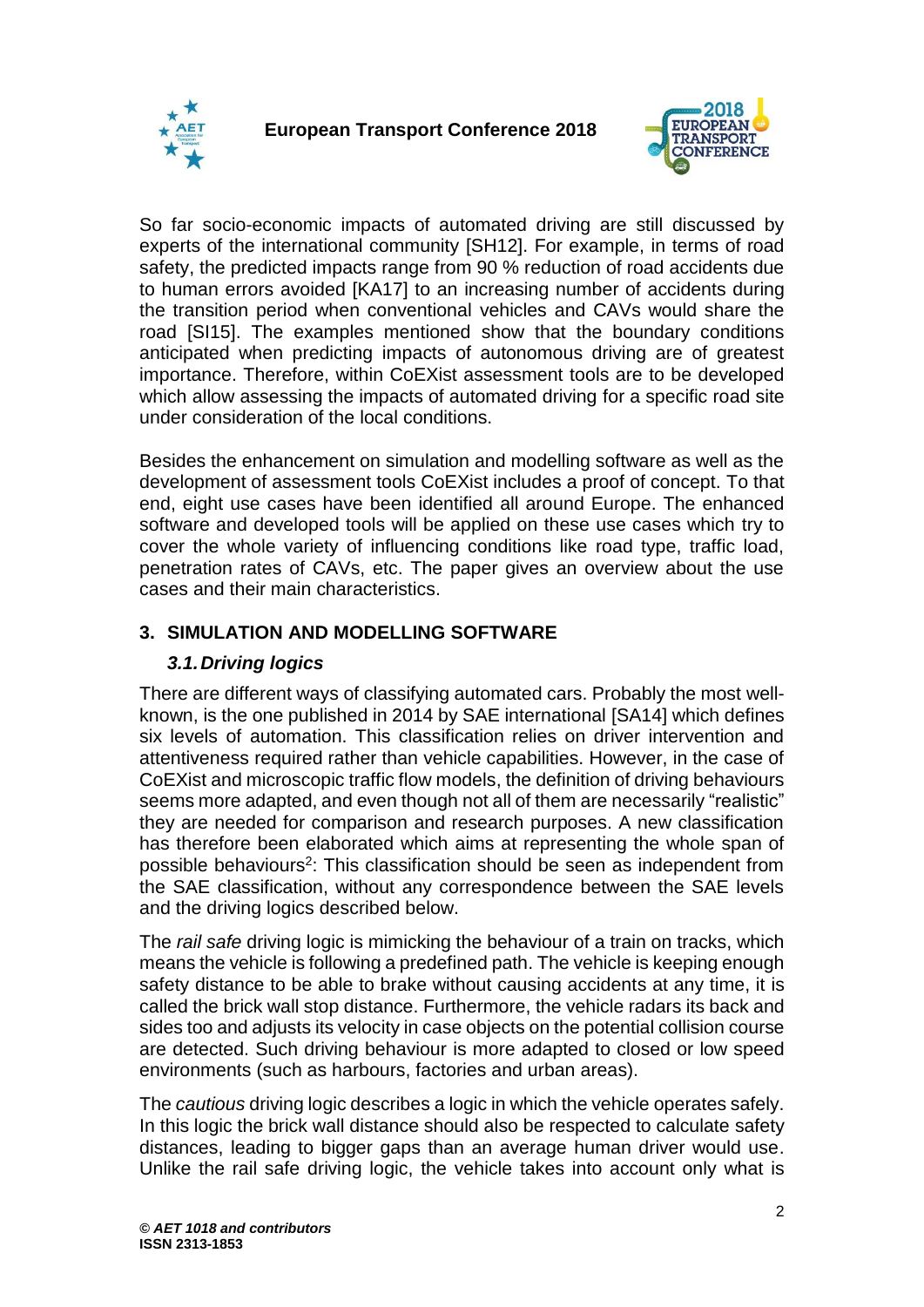So far socio-economic impacts of automated driving are still discussed by experts of the international community [SH12]. For example, in terms of road safety, the predicted impacts range from 90 % reduction of road accidents due to human errors avoided [KA17] to an increasing number of accidents during the transition period when conventional vehicles and CAVs would share the road [SI15]. The examples mentioned show that the boundary conditions anticipated when predicting impacts of autonomous driving are of greatest importance. Therefore, within CoEXist assessment tools are to be developed which allow assessing the impacts of automated driving for a specific road site under consideration of the local conditions.

Besides the enhancement on simulation and modelling software as well as the development of assessment tools CoEXist includes a proof of concept. To that end, eight use cases have been identified all around Europe. The enhanced software and developed tools will be applied on these use cases which try to cover the whole variety of influencing conditions like road type, traffic load, penetration rates of CAVs, etc. The paper gives an overview about the use cases and their main characteristics.

## 3. SIMULATION AND MODELLING SOFTWARE

### *3.1. Driving logics*

There are different ways of classifying automated cars. Probably the most well-known, is the one published in 2014 by SAE international [SA14] which defines six levels of automation. This classification relies on driver intervention and attentiveness required rather than vehicle capabilities. However, in the case of CoEXist and microscopic traffic flow models, the definition of driving behaviours seems more adapted, and even though not all of them are necessarily "realistic" they are needed for comparison and research purposes. A new classification has therefore been elaborated which aims at representing the whole span of possible behaviours[2]: This classification should be seen as independent from the SAE classification, without any correspondence between the SAE levels and the driving logics described below.

The *rail safe* driving logic is mimicking the behaviour of a train on tracks, which means the vehicle is following a predefined path. The vehicle is keeping enough safety distance to be able to brake without causing accidents at any time, it is called the brick wall stop distance. Furthermore, the vehicle radars its back and sides too and adjusts its velocity in case objects on the potential collision course are detected. Such driving behaviour is more adapted to closed or low speed environments (such as harbours, factories and urban areas).

The *cautious* driving logic describes a logic in which the vehicle operates safely. In this logic the brick wall distance should also be respected to calculate safety distances, leading to bigger gaps than an average human driver would use. Unlike the rail safe driving logic, the vehicle takes into account only what is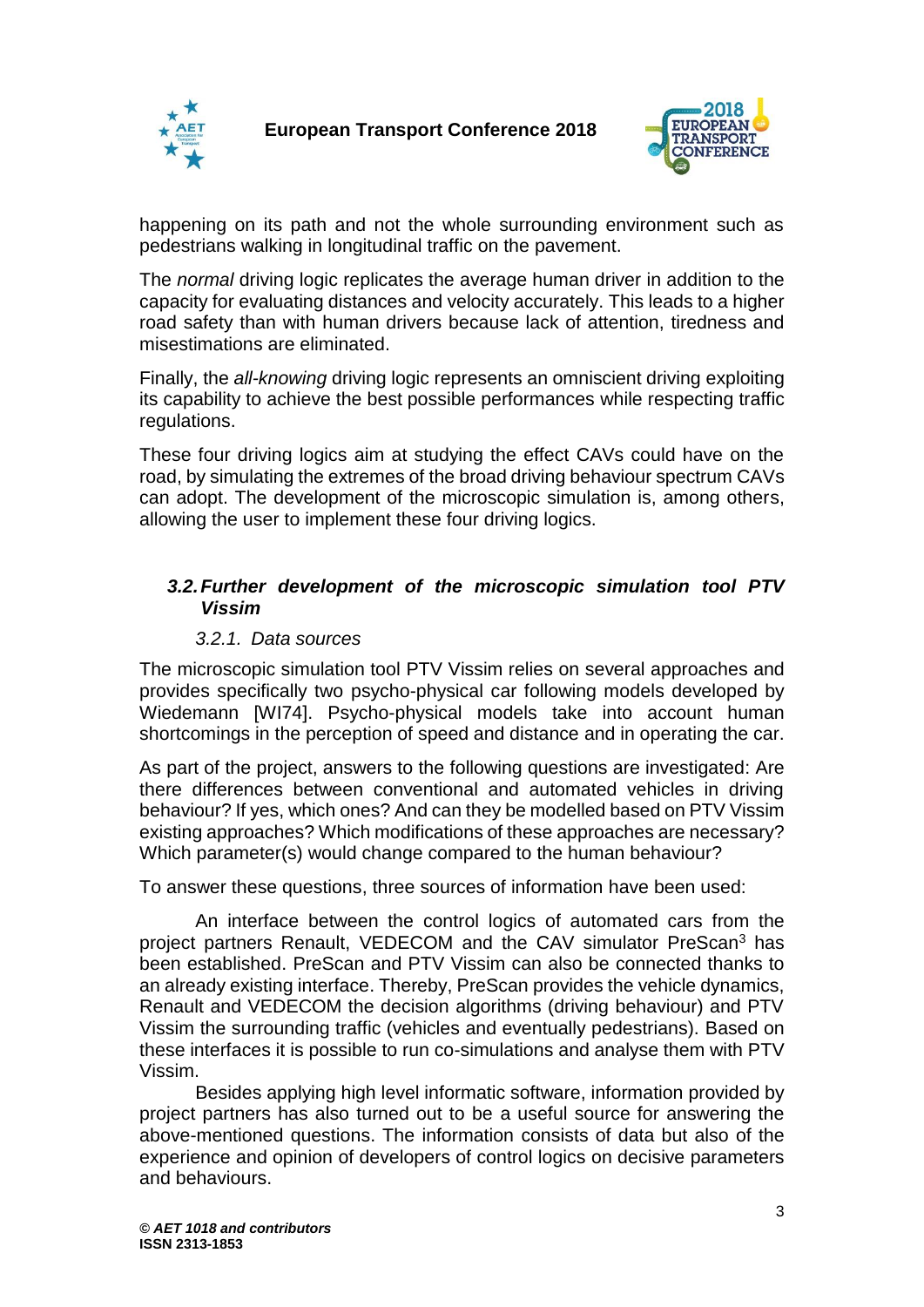happening on its path and not the whole surrounding environment such as pedestrians walking in longitudinal traffic on the pavement.

The *normal* driving logic replicates the average human driver in addition to the capacity for evaluating distances and velocity accurately. This leads to a higher road safety than with human drivers because lack of attention, tiredness and misestimations are eliminated.

Finally, the *all-knowing* driving logic represents an omniscient driving exploiting its capability to achieve the best possible performances while respecting traffic regulations.

These four driving logics aim at studying the effect CAVs could have on the road, by simulating the extremes of the broad driving behaviour spectrum CAVs can adopt. The development of the microscopic simulation is, among others, allowing the user to implement these four driving logics.

### *3.2. Further development of the microscopic simulation tool PTV Vissim*

#### *3.2.1. Data sources*

The microscopic simulation tool PTV Vissim relies on several approaches and provides specifically two psycho-physical car following models developed by Wiedemann [WI74]. Psycho-physical models take into account human shortcomings in the perception of speed and distance and in operating the car.

As part of the project, answers to the following questions are investigated: Are there differences between conventional and automated vehicles in driving behaviour? If yes, which ones? And can they be modelled based on PTV Vissim existing approaches? Which modifications of these approaches are necessary? Which parameter(s) would change compared to the human behaviour?

To answer these questions, three sources of information have been used:

An interface between the control logics of automated cars from the project partners Renault, VEDECOM and the CAV simulator PreScan[3] has been established. PreScan and PTV Vissim can also be connected thanks to an already existing interface. Thereby, PreScan provides the vehicle dynamics, Renault and VEDECOM the decision algorithms (driving behaviour) and PTV Vissim the surrounding traffic (vehicles and eventually pedestrians). Based on these interfaces it is possible to run co-simulations and analyse them with PTV Vissim.

Besides applying high level informatic software, information provided by project partners has also turned out to be a useful source for answering the above-mentioned questions. The information consists of data but also of the experience and opinion of developers of control logics on decisive parameters and behaviours.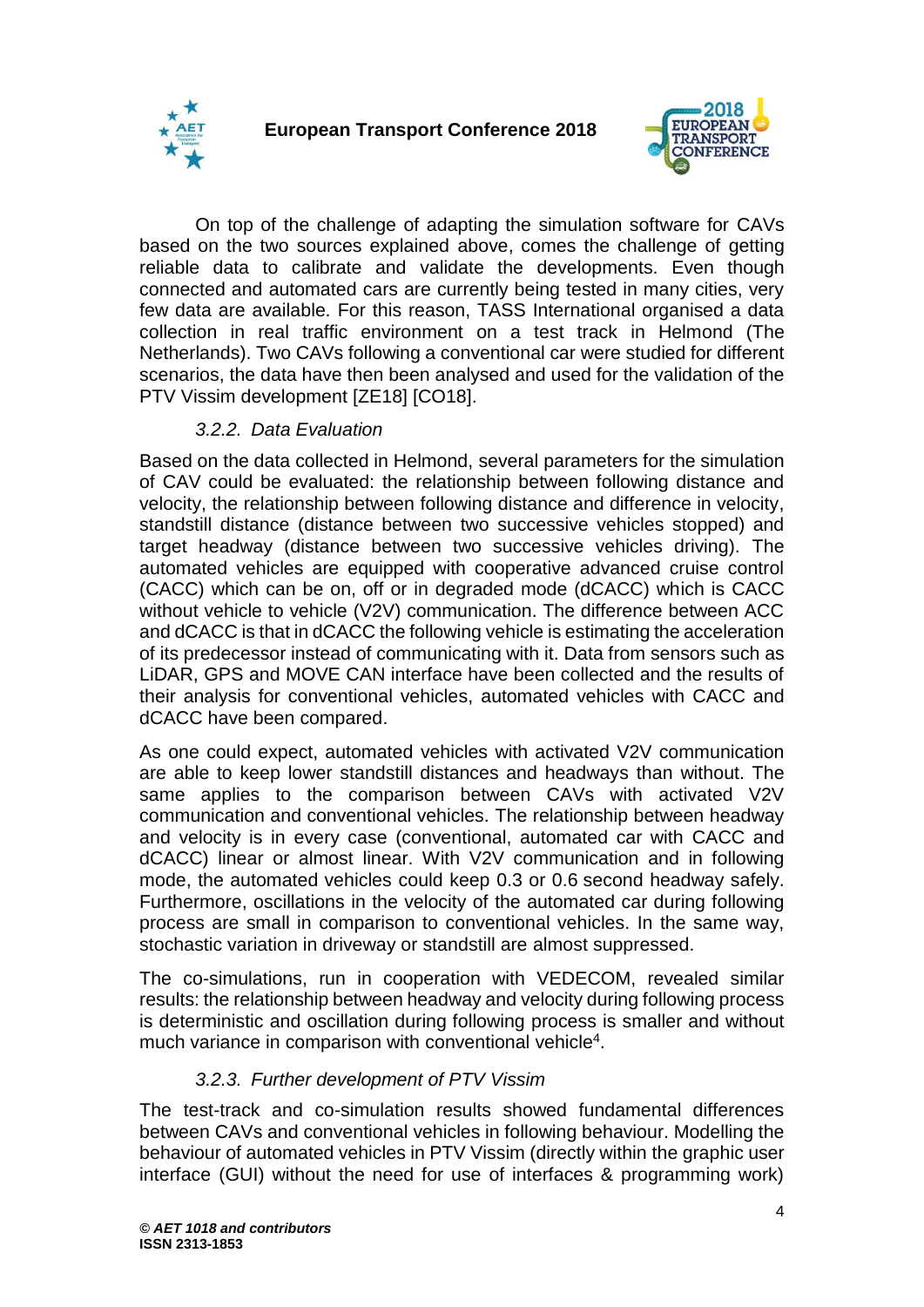On top of the challenge of adapting the simulation software for CAVs based on the two sources explained above, comes the challenge of getting reliable data to calibrate and validate the developments. Even though connected and automated cars are currently being tested in many cities, very few data are available. For this reason, TASS International organised a data collection in real traffic environment on a test track in Helmond (The Netherlands). Two CAVs following a conventional car were studied for different scenarios, the data have then been analysed and used for the validation of the PTV Vissim development [ZE18] [CO18].

### *3.2.2. Data Evaluation*

Based on the data collected in Helmond, several parameters for the simulation of CAV could be evaluated: the relationship between following distance and velocity, the relationship between following distance and difference in velocity, standstill distance (distance between two successive vehicles stopped) and target headway (distance between two successive vehicles driving). The automated vehicles are equipped with cooperative advanced cruise control (CACC) which can be on, off or in degraded mode (dCACC) which is CACC without vehicle to vehicle (V2V) communication. The difference between ACC and dCACC is that in dCACC the following vehicle is estimating the acceleration of its predecessor instead of communicating with it. Data from sensors such as LiDAR, GPS and MOVE CAN interface have been collected and the results of their analysis for conventional vehicles, automated vehicles with CACC and dCACC have been compared.

As one could expect, automated vehicles with activated V2V communication are able to keep lower standstill distances and headways than without. The same applies to the comparison between CAVs with activated V2V communication and conventional vehicles. The relationship between headway and velocity is in every case (conventional, automated car with CACC and dCACC) linear or almost linear. With V2V communication and in following mode, the automated vehicles could keep 0.3 or 0.6 second headway safely. Furthermore, oscillations in the velocity of the automated car during following process are small in comparison to conventional vehicles. In the same way, stochastic variation in driveway or standstill are almost suppressed.

The co-simulations, run in cooperation with VEDECOM, revealed similar results: the relationship between headway and velocity during following process is deterministic and oscillation during following process is smaller and without much variance in comparison with conventional vehicle[4].

### *3.2.3. Further development of PTV Vissim*

The test-track and co-simulation results showed fundamental differences between CAVs and conventional vehicles in following behaviour. Modelling the behaviour of automated vehicles in PTV Vissim (directly within the graphic user interface (GUI) without the need for use of interfaces & programming work)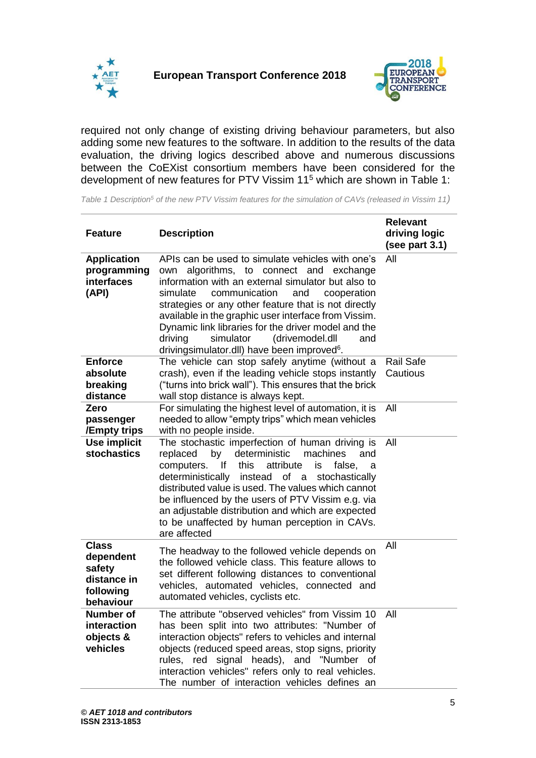required not only change of existing driving behaviour parameters, but also adding some new features to the software. In addition to the results of the data evaluation, the driving logics described above and numerous discussions between the CoEXist consortium members have been considered for the development of new features for PTV Vissim 11[5] which are shown in Table 1:

*Table 1 Description[5] of the new PTV Vissim features for the simulation of CAVs (released in Vissim 11)*

| Feature | Description | Relevant driving logic (see part 3.1) |
|---|---|---|
| **Application programming interfaces (API)** | APIs can be used to simulate vehicles with one's own algorithms, to connect and exchange information with an external simulator but also to simulate communication and cooperation strategies or any other feature that is not directly available in the graphic user interface from Vissim. Dynamic link libraries for the driver model and the driving simulator (drivemodel.dll and drivingsimulator.dll) have been improved[6]. | All |
| **Enforce absolute breaking distance** | The vehicle can stop safely anytime (without a crash), even if the leading vehicle stops instantly ("turns into brick wall"). This ensures that the brick wall stop distance is always kept. | Rail Safe Cautious |
| **Zero passenger /Empty trips** | For simulating the highest level of automation, it is needed to allow "empty trips" which mean vehicles with no people inside. | All |
| **Use implicit stochastics** | The stochastic imperfection of human driving is replaced by deterministic machines and computers. If this attribute is false, a deterministically instead of a stochastically distributed value is used. The values which cannot be influenced by the users of PTV Vissim e.g. via an adjustable distribution and which are expected to be unaffected by human perception in CAVs. are affected | All |
| **Class dependent safety distance in following behaviour** | The headway to the followed vehicle depends on the followed vehicle class. This feature allows to set different following distances to conventional vehicles, automated vehicles, connected and automated vehicles, cyclists etc. | All |
| **Number of interaction objects & vehicles** | The attribute "observed vehicles" from Vissim 10 has been split into two attributes: "Number of interaction objects" refers to vehicles and internal objects (reduced speed areas, stop signs, priority rules, red signal heads), and "Number of interaction vehicles" refers only to real vehicles. The number of interaction vehicles defines an | All |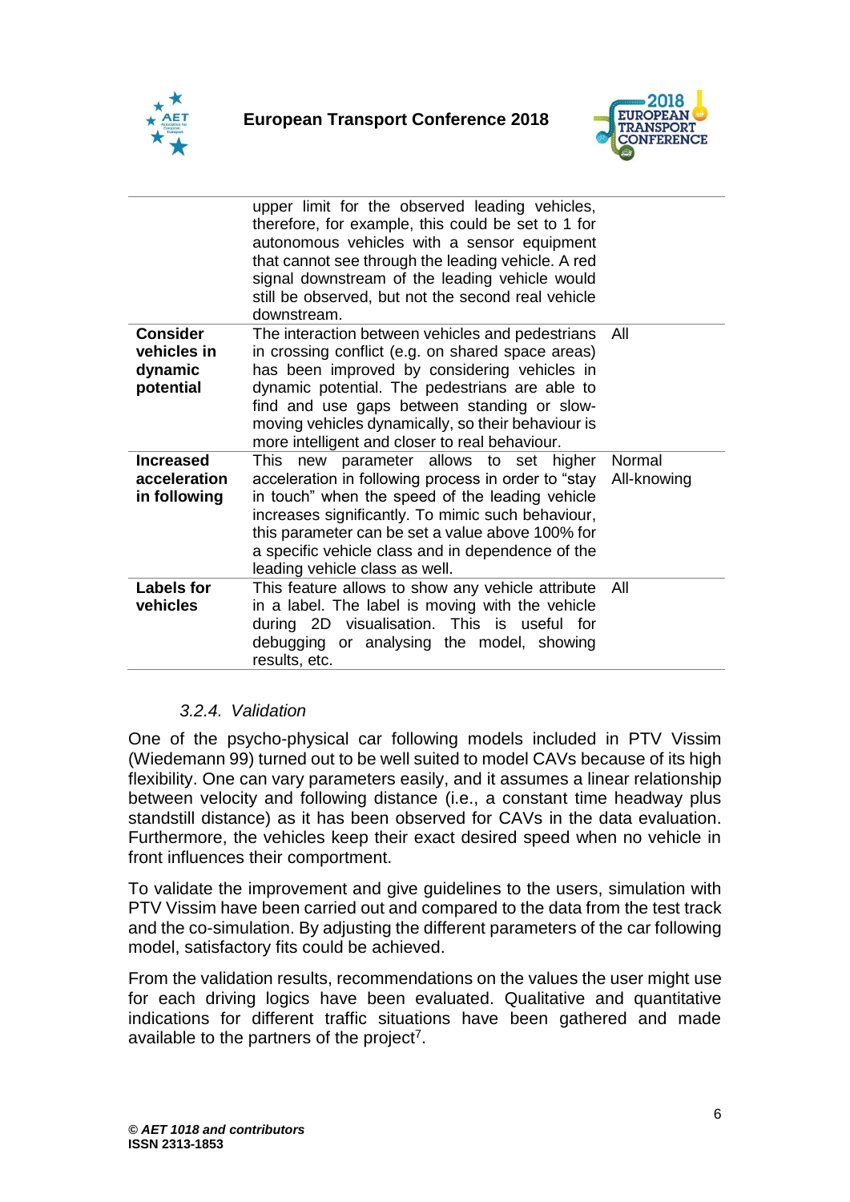| | | |
|---|---|---|
| | upper limit for the observed leading vehicles, therefore, for example, this could be set to 1 for autonomous vehicles with a sensor equipment that cannot see through the leading vehicle. A red signal downstream of the leading vehicle would still be observed, but not the second real vehicle downstream. | |
| **Consider vehicles in dynamic potential** | The interaction between vehicles and pedestrians in crossing conflict (e.g. on shared space areas) has been improved by considering vehicles in dynamic potential. The pedestrians are able to find and use gaps between standing or slow-moving vehicles dynamically, so their behaviour is more intelligent and closer to real behaviour. | All |
| **Increased acceleration in following** | This new parameter allows to set higher acceleration in following process in order to "stay in touch" when the speed of the leading vehicle increases significantly. To mimic such behaviour, this parameter can be set a value above 100% for a specific vehicle class and in dependence of the leading vehicle class as well. | Normal All-knowing |
| **Labels for vehicles** | This feature allows to show any vehicle attribute in a label. The label is moving with the vehicle during 2D visualisation. This is useful for debugging or analysing the model, showing results, etc. | All |

### *3.2.4. Validation*

One of the psycho-physical car following models included in PTV Vissim (Wiedemann 99) turned out to be well suited to model CAVs because of its high flexibility. One can vary parameters easily, and it assumes a linear relationship between velocity and following distance (i.e., a constant time headway plus standstill distance) as it has been observed for CAVs in the data evaluation. Furthermore, the vehicles keep their exact desired speed when no vehicle in front influences their comportment.

To validate the improvement and give guidelines to the users, simulation with PTV Vissim have been carried out and compared to the data from the test track and the co-simulation. By adjusting the different parameters of the car following model, satisfactory fits could be achieved.

From the validation results, recommendations on the values the user might use for each driving logics have been evaluated. Qualitative and quantitative indications for different traffic situations have been gathered and made available to the partners of the project[7].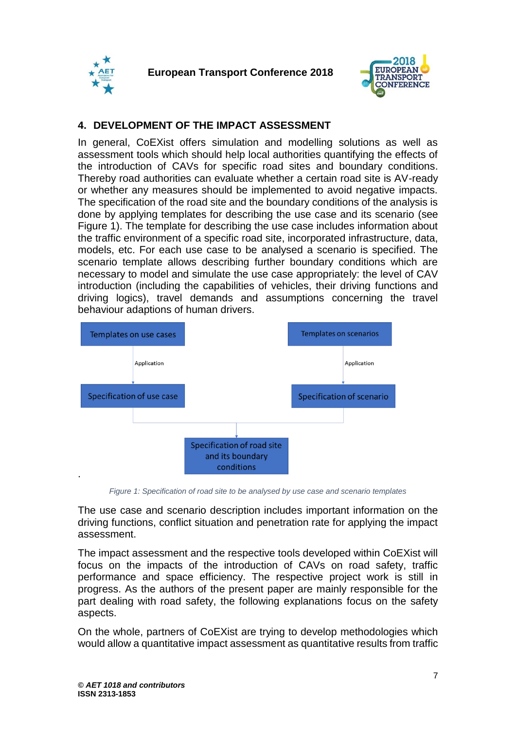## 4. DEVELOPMENT OF THE IMPACT ASSESSMENT

In general, CoEXist offers simulation and modelling solutions as well as assessment tools which should help local authorities quantifying the effects of the introduction of CAVs for specific road sites and boundary conditions. Thereby road authorities can evaluate whether a certain road site is AV-ready or whether any measures should be implemented to avoid negative impacts. The specification of the road site and the boundary conditions of the analysis is done by applying templates for describing the use case and its scenario (see Figure 1). The template for describing the use case includes information about the traffic environment of a specific road site, incorporated infrastructure, data, models, etc. For each use case to be analysed a scenario is specified. The scenario template allows describing further boundary conditions which are necessary to model and simulate the use case appropriately: the level of CAV introduction (including the capabilities of vehicles, their driving functions and driving logics), travel demands and assumptions concerning the travel behaviour adaptions of human drivers.

Templates on use cases → (Application) → Specification of use case

Templates on scenarios → (Application) → Specification of scenario

Specification of use case + Specification of scenario → Specification of road site and its boundary conditions

*Figure 1: Specification of road site to be analysed by use case and scenario templates*

The use case and scenario description includes important information on the driving functions, conflict situation and penetration rate for applying the impact assessment.

The impact assessment and the respective tools developed within CoEXist will focus on the impacts of the introduction of CAVs on road safety, traffic performance and space efficiency. The respective project work is still in progress. As the authors of the present paper are mainly responsible for the part dealing with road safety, the following explanations focus on the safety aspects.

On the whole, partners of CoEXist are trying to develop methodologies which would allow a quantitative impact assessment as quantitative results from traffic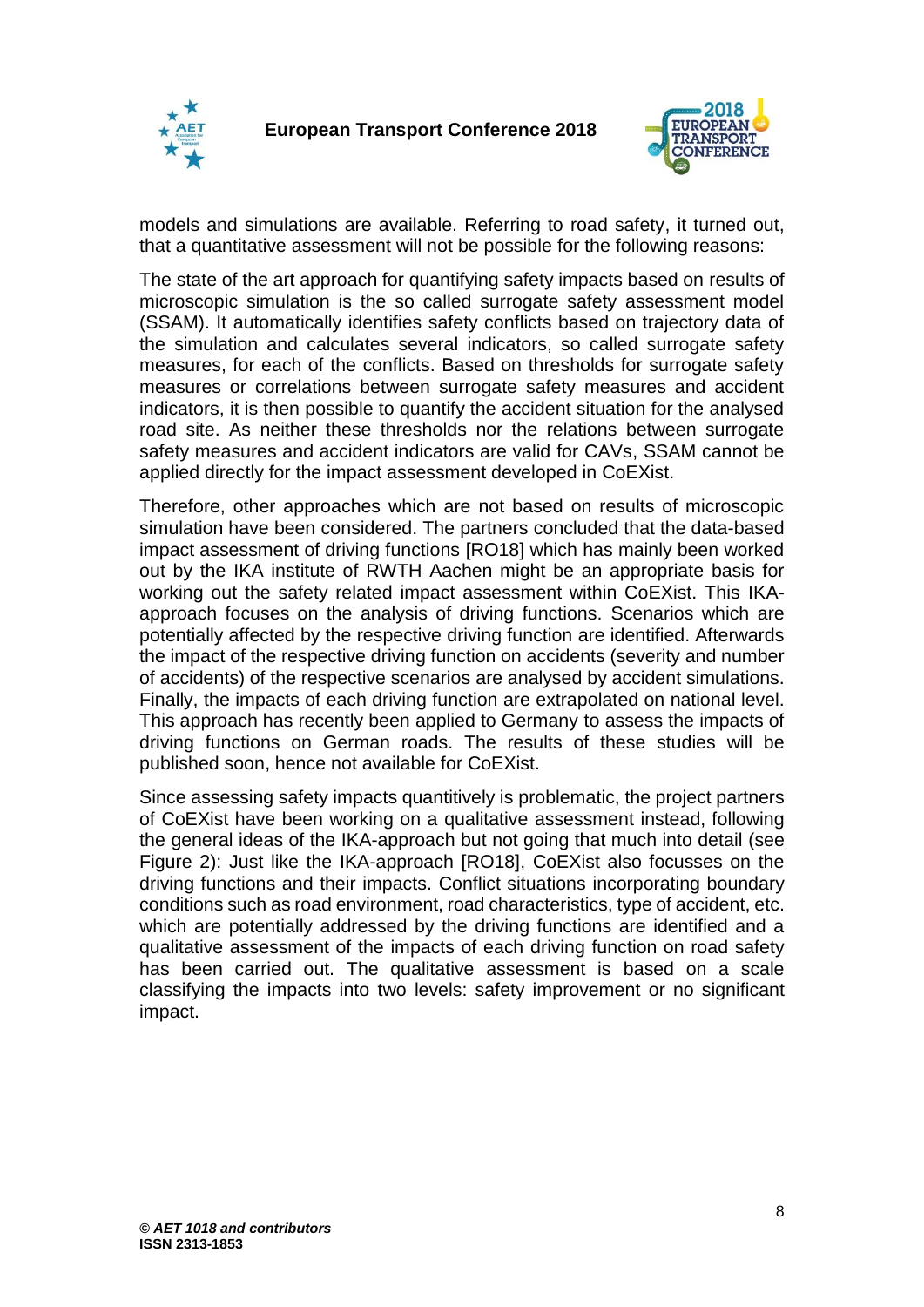models and simulations are available. Referring to road safety, it turned out, that a quantitative assessment will not be possible for the following reasons:

The state of the art approach for quantifying safety impacts based on results of microscopic simulation is the so called surrogate safety assessment model (SSAM). It automatically identifies safety conflicts based on trajectory data of the simulation and calculates several indicators, so called surrogate safety measures, for each of the conflicts. Based on thresholds for surrogate safety measures or correlations between surrogate safety measures and accident indicators, it is then possible to quantify the accident situation for the analysed road site. As neither these thresholds nor the relations between surrogate safety measures and accident indicators are valid for CAVs, SSAM cannot be applied directly for the impact assessment developed in CoEXist.

Therefore, other approaches which are not based on results of microscopic simulation have been considered. The partners concluded that the data-based impact assessment of driving functions [RO18] which has mainly been worked out by the IKA institute of RWTH Aachen might be an appropriate basis for working out the safety related impact assessment within CoEXist. This IKA-approach focuses on the analysis of driving functions. Scenarios which are potentially affected by the respective driving function are identified. Afterwards the impact of the respective driving function on accidents (severity and number of accidents) of the respective scenarios are analysed by accident simulations. Finally, the impacts of each driving function are extrapolated on national level. This approach has recently been applied to Germany to assess the impacts of driving functions on German roads. The results of these studies will be published soon, hence not available for CoEXist.

Since assessing safety impacts quantitively is problematic, the project partners of CoEXist have been working on a qualitative assessment instead, following the general ideas of the IKA-approach but not going that much into detail (see Figure 2): Just like the IKA-approach [RO18], CoEXist also focusses on the driving functions and their impacts. Conflict situations incorporating boundary conditions such as road environment, road characteristics, type of accident, etc. which are potentially addressed by the driving functions are identified and a qualitative assessment of the impacts of each driving function on road safety has been carried out. The qualitative assessment is based on a scale classifying the impacts into two levels: safety improvement or no significant impact.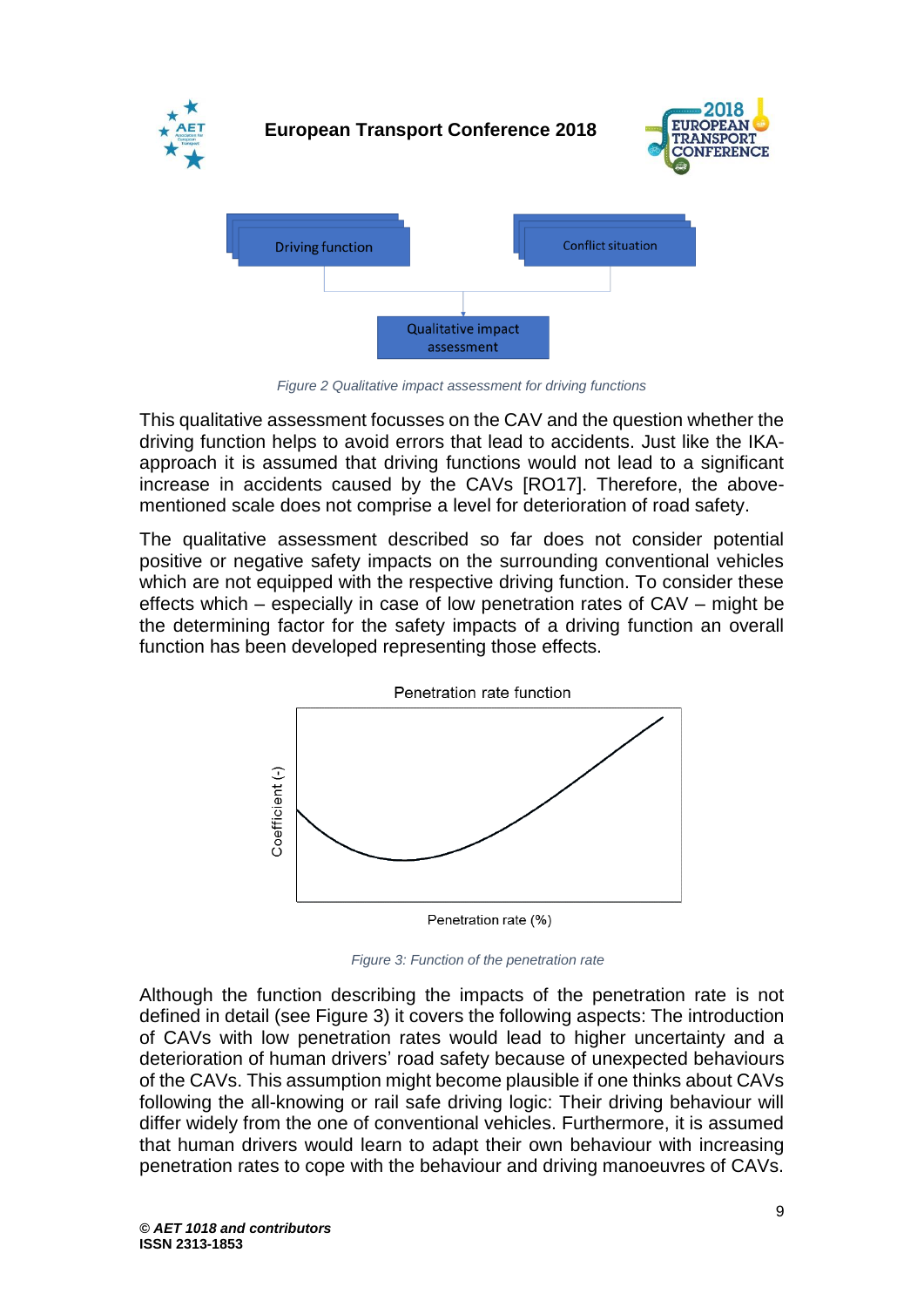Driving function

Conflict situation

Qualitative impact assessment

*Figure 2 Qualitative impact assessment for driving functions*

This qualitative assessment focusses on the CAV and the question whether the driving function helps to avoid errors that lead to accidents. Just like the IKA-approach it is assumed that driving functions would not lead to a significant increase in accidents caused by the CAVs [RO17]. Therefore, the above-mentioned scale does not comprise a level for deterioration of road safety.

The qualitative assessment described so far does not consider potential positive or negative safety impacts on the surrounding conventional vehicles which are not equipped with the respective driving function. To consider these effects which – especially in case of low penetration rates of CAV – might be the determining factor for the safety impacts of a driving function an overall function has been developed representing those effects.

Penetration rate function

Coefficient (-)

Penetration rate (%)

*Figure 3: Function of the penetration rate*

Although the function describing the impacts of the penetration rate is not defined in detail (see Figure 3) it covers the following aspects: The introduction of CAVs with low penetration rates would lead to higher uncertainty and a deterioration of human drivers' road safety because of unexpected behaviours of the CAVs. This assumption might become plausible if one thinks about CAVs following the all-knowing or rail safe driving logic: Their driving behaviour will differ widely from the one of conventional vehicles. Furthermore, it is assumed that human drivers would learn to adapt their own behaviour with increasing penetration rates to cope with the behaviour and driving manoeuvres of CAVs.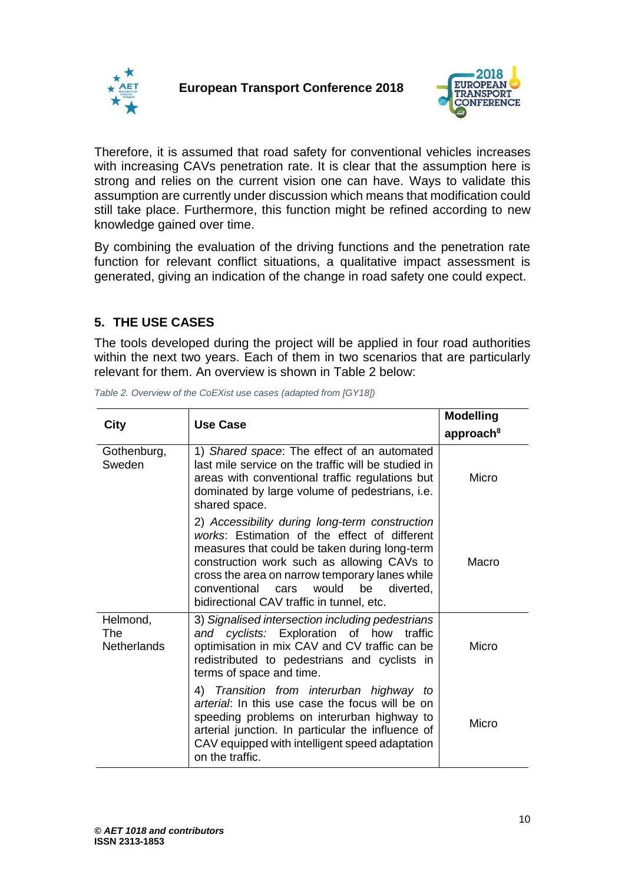Therefore, it is assumed that road safety for conventional vehicles increases with increasing CAVs penetration rate. It is clear that the assumption here is strong and relies on the current vision one can have. Ways to validate this assumption are currently under discussion which means that modification could still take place. Furthermore, this function might be refined according to new knowledge gained over time.

By combining the evaluation of the driving functions and the penetration rate function for relevant conflict situations, a qualitative impact assessment is generated, giving an indication of the change in road safety one could expect.

## 5. THE USE CASES

The tools developed during the project will be applied in four road authorities within the next two years. Each of them in two scenarios that are particularly relevant for them. An overview is shown in Table 2 below:

*Table 2. Overview of the CoEXist use cases (adapted from [GY18])*

| City | Use Case | Modelling approach[8] |
|---|---|---|
| Gothenburg, Sweden | 1) *Shared space*: The effect of an automated last mile service on the traffic will be studied in areas with conventional traffic regulations but dominated by large volume of pedestrians, i.e. shared space. | Micro |
| | 2) *Accessibility during long-term construction works*: Estimation of the effect of different measures that could be taken during long-term construction work such as allowing CAVs to cross the area on narrow temporary lanes while conventional cars would be diverted, bidirectional CAV traffic in tunnel, etc. | Macro |
| Helmond, The Netherlands | 3) *Signalised intersection including pedestrians and cyclists:* Exploration of how traffic optimisation in mix CAV and CV traffic can be redistributed to pedestrians and cyclists in terms of space and time. | Micro |
| | 4) *Transition from interurban highway to arterial*: In this use case the focus will be on speeding problems on interurban highway to arterial junction. In particular the influence of CAV equipped with intelligent speed adaptation on the traffic. | Micro |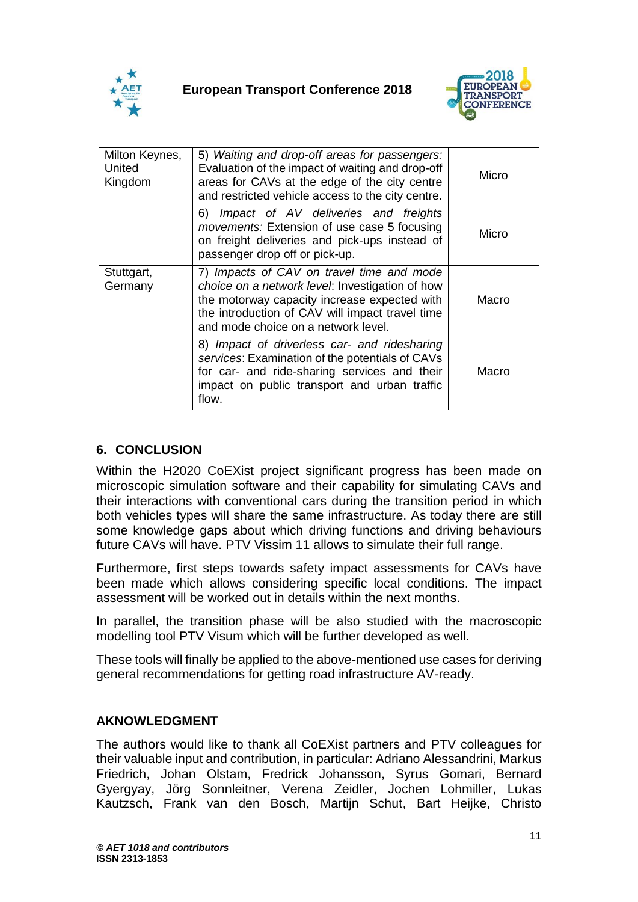| Milton Keynes, United Kingdom | 5) *Waiting and drop-off areas for passengers:* Evaluation of the impact of waiting and drop-off areas for CAVs at the edge of the city centre and restricted vehicle access to the city centre. | Micro |
|---|---|---|
| | 6) *Impact of AV deliveries and freights movements:* Extension of use case 5 focusing on freight deliveries and pick-ups instead of passenger drop off or pick-up. | Micro |
| Stuttgart, Germany | 7) *Impacts of CAV on travel time and mode choice on a network level*: Investigation of how the motorway capacity increase expected with the introduction of CAV will impact travel time and mode choice on a network level. | Macro |
| | 8) *Impact of driverless car- and ridesharing services*: Examination of the potentials of CAVs for car- and ride-sharing services and their impact on public transport and urban traffic flow. | Macro |

## 6. CONCLUSION

Within the H2020 CoEXist project significant progress has been made on microscopic simulation software and their capability for simulating CAVs and their interactions with conventional cars during the transition period in which both vehicles types will share the same infrastructure. As today there are still some knowledge gaps about which driving functions and driving behaviours future CAVs will have. PTV Vissim 11 allows to simulate their full range.

Furthermore, first steps towards safety impact assessments for CAVs have been made which allows considering specific local conditions. The impact assessment will be worked out in details within the next months.

In parallel, the transition phase will be also studied with the macroscopic modelling tool PTV Visum which will be further developed as well.

These tools will finally be applied to the above-mentioned use cases for deriving general recommendations for getting road infrastructure AV-ready.

## AKNOWLEDGMENT

The authors would like to thank all CoEXist partners and PTV colleagues for their valuable input and contribution, in particular: Adriano Alessandrini, Markus Friedrich, Johan Olstam, Fredrick Johansson, Syrus Gomari, Bernard Gyergyay, Jörg Sonnleitner, Verena Zeidler, Jochen Lohmiller, Lukas Kautzsch, Frank van den Bosch, Martijn Schut, Bart Heijke, Christo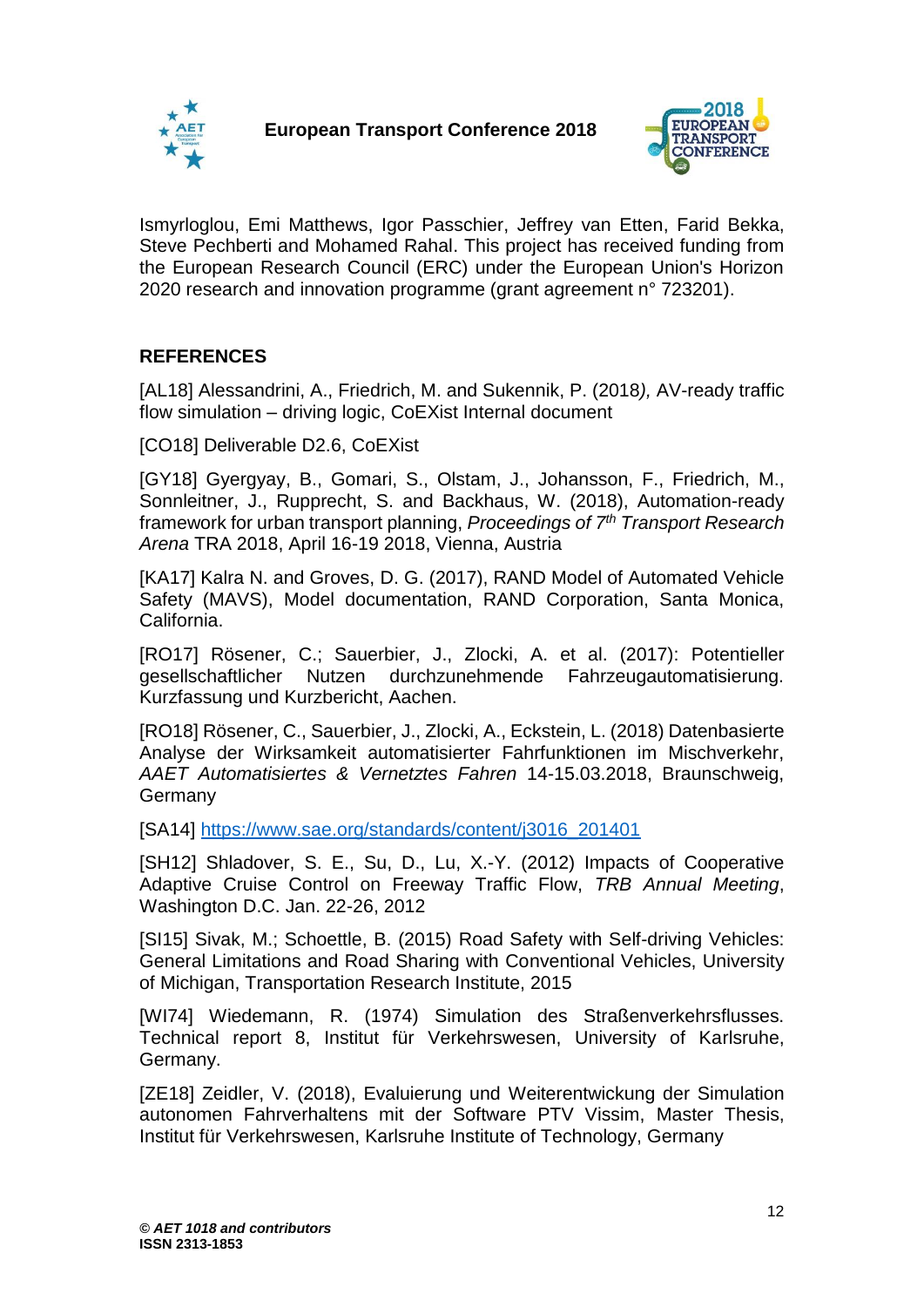Ismyrloglou, Emi Matthews, Igor Passchier, Jeffrey van Etten, Farid Bekka, Steve Pechberti and Mohamed Rahal. This project has received funding from the European Research Council (ERC) under the European Union's Horizon 2020 research and innovation programme (grant agreement n° 723201).

## REFERENCES

[AL18] Alessandrini, A., Friedrich, M. and Sukennik, P. (2018*),* AV-ready traffic flow simulation – driving logic, CoEXist Internal document

[CO18] Deliverable D2.6, CoEXist

[GY18] Gyergyay, B., Gomari, S., Olstam, J., Johansson, F., Friedrich, M., Sonnleitner, J., Rupprecht, S. and Backhaus, W. (2018), Automation-ready framework for urban transport planning, *Proceedings of 7th Transport Research Arena* TRA 2018, April 16-19 2018, Vienna, Austria

[KA17] Kalra N. and Groves, D. G. (2017), RAND Model of Automated Vehicle Safety (MAVS), Model documentation, RAND Corporation, Santa Monica, California.

[RO17] Rösener, C.; Sauerbier, J., Zlocki, A. et al. (2017): Potentieller gesellschaftlicher Nutzen durchzunehmende Fahrzeugautomatisierung. Kurzfassung und Kurzbericht, Aachen.

[RO18] Rösener, C., Sauerbier, J., Zlocki, A., Eckstein, L. (2018) Datenbasierte Analyse der Wirksamkeit automatisierter Fahrfunktionen im Mischverkehr, *AAET Automatisiertes & Vernetztes Fahren* 14-15.03.2018, Braunschweig, Germany

[SA14] https://www.sae.org/standards/content/j3016_201401

[SH12] Shladover, S. E., Su, D., Lu, X.-Y. (2012) Impacts of Cooperative Adaptive Cruise Control on Freeway Traffic Flow, *TRB Annual Meeting*, Washington D.C. Jan. 22-26, 2012

[SI15] Sivak, M.; Schoettle, B. (2015) Road Safety with Self-driving Vehicles: General Limitations and Road Sharing with Conventional Vehicles, University of Michigan, Transportation Research Institute, 2015

[WI74] Wiedemann, R. (1974) Simulation des Straßenverkehrsflusses. Technical report 8, Institut für Verkehrswesen, University of Karlsruhe, Germany.

[ZE18] Zeidler, V. (2018), Evaluierung und Weiterentwickung der Simulation autonomen Fahrverhaltens mit der Software PTV Vissim, Master Thesis, Institut für Verkehrswesen, Karlsruhe Institute of Technology, Germany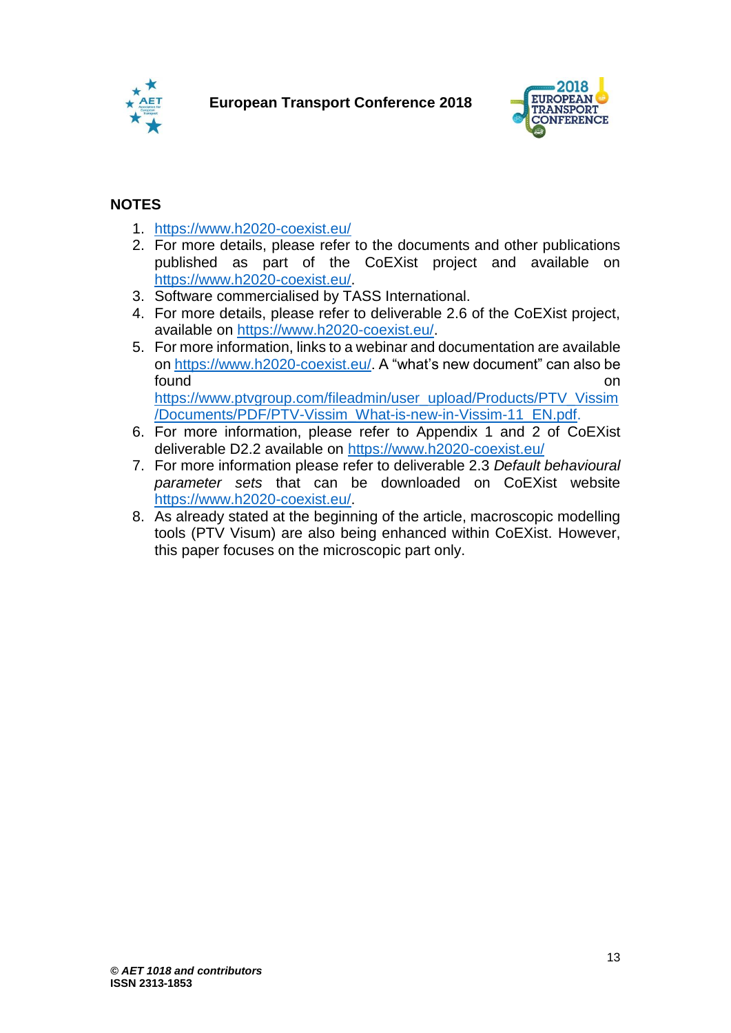## NOTES

1. https://www.h2020-coexist.eu/
2. For more details, please refer to the documents and other publications published as part of the CoEXist project and available on https://www.h2020-coexist.eu/.
3. Software commercialised by TASS International.
4. For more details, please refer to deliverable 2.6 of the CoEXist project, available on https://www.h2020-coexist.eu/.
5. For more information, links to a webinar and documentation are available on https://www.h2020-coexist.eu/. A "what's new document" can also be found on https://www.ptvgroup.com/fileadmin/user_upload/Products/PTV_Vissim/Documents/PDF/PTV-Vissim_What-is-new-in-Vissim-11_EN.pdf.
6. For more information, please refer to Appendix 1 and 2 of CoEXist deliverable D2.2 available on https://www.h2020-coexist.eu/
7. For more information please refer to deliverable 2.3 *Default behavioural parameter sets* that can be downloaded on CoEXist website https://www.h2020-coexist.eu/.
8. As already stated at the beginning of the article, macroscopic modelling tools (PTV Visum) are also being enhanced within CoEXist. However, this paper focuses on the microscopic part only.